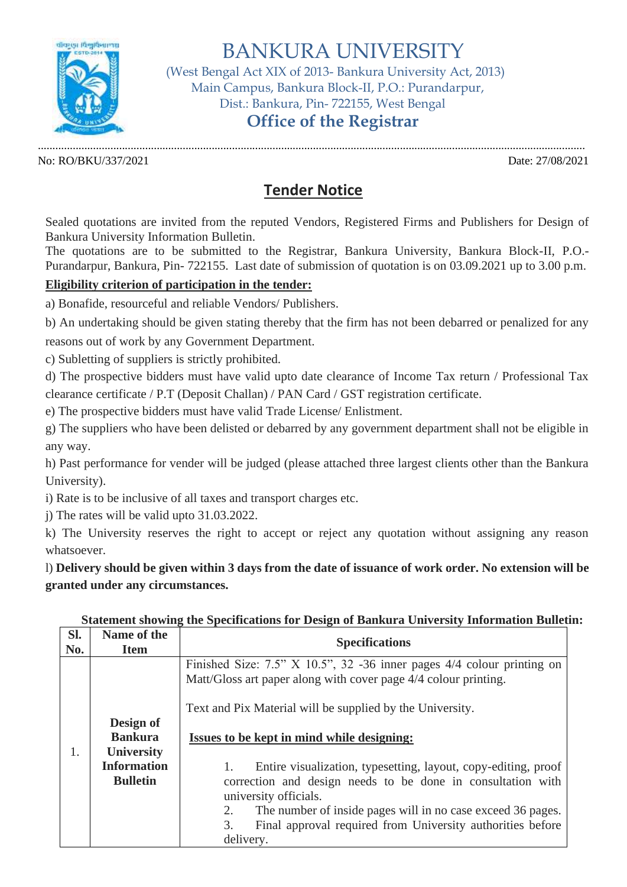# BANKURA UNIVERSITY

(West Bengal Act XIX of 2013- Bankura University Act, 2013)
Main Campus, Bankura Block-II, P.O.: Purandarpur,
Dist.: Bankura, Pin- 722155, West Bengal

## Office of the Registrar

No: RO/BKU/337/2021

Date: 27/08/2021

## Tender Notice

Sealed quotations are invited from the reputed Vendors, Registered Firms and Publishers for Design of Bankura University Information Bulletin.

The quotations are to be submitted to the Registrar, Bankura University, Bankura Block-II, P.O.- Purandarpur, Bankura, Pin- 722155. Last date of submission of quotation is on 03.09.2021 up to 3.00 p.m.

**Eligibility criterion of participation in the tender:**

a) Bonafide, resourceful and reliable Vendors/ Publishers.

b) An undertaking should be given stating thereby that the firm has not been debarred or penalized for any reasons out of work by any Government Department.

c) Subletting of suppliers is strictly prohibited.

d) The prospective bidders must have valid upto date clearance of Income Tax return / Professional Tax clearance certificate / P.T (Deposit Challan) / PAN Card / GST registration certificate.

e) The prospective bidders must have valid Trade License/ Enlistment.

g) The suppliers who have been delisted or debarred by any government department shall not be eligible in any way.

h) Past performance for vender will be judged (please attached three largest clients other than the Bankura University).

i) Rate is to be inclusive of all taxes and transport charges etc.

j) The rates will be valid upto 31.03.2022.

k) The University reserves the right to accept or reject any quotation without assigning any reason whatsoever.

l) **Delivery should be given within 3 days from the date of issuance of work order. No extension will be granted under any circumstances.**

**Statement showing the Specifications for Design of Bankura University Information Bulletin:**

| Sl. No. | Name of the Item | Specifications |
|---|---|---|
| 1. | **Design of Bankura University Information Bulletin** | Finished Size: 7.5" X 10.5", 32 -36 inner pages 4/4 colour printing on Matt/Gloss art paper along with cover page 4/4 colour printing.<br><br>Text and Pix Material will be supplied by the University.<br><br>**Issues to be kept in mind while designing:**<br><br>1. Entire visualization, typesetting, layout, copy-editing, proof correction and design needs to be done in consultation with university officials.<br>2. The number of inside pages will in no case exceed 36 pages.<br>3. Final approval required from University authorities before delivery. |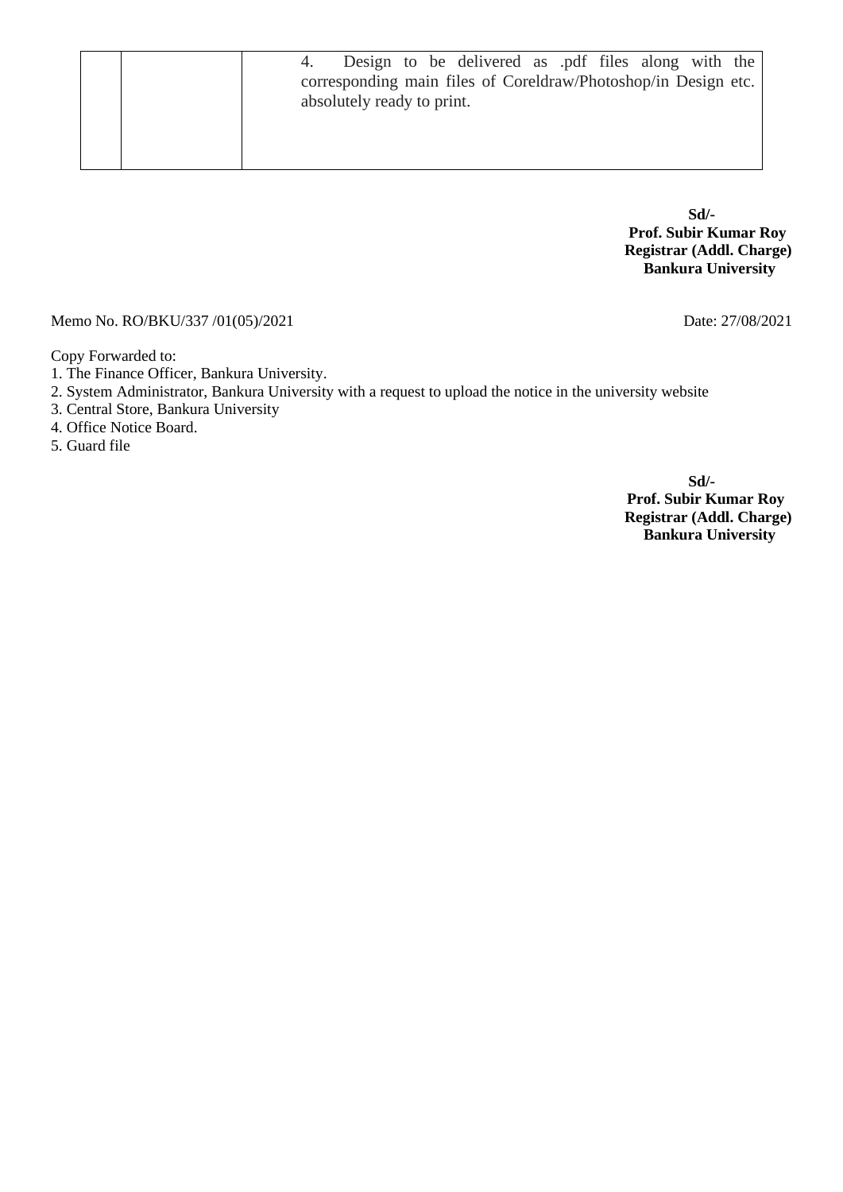| | | |
|---|---|---|
| | | 4. Design to be delivered as .pdf files along with the corresponding main files of Coreldraw/Photoshop/in Design etc. absolutely ready to print. |

**Sd/-**
**Prof. Subir Kumar Roy**
**Registrar (Addl. Charge)**
**Bankura University**

Memo No. RO/BKU/337 /01(05)/2021 Date: 27/08/2021

Copy Forwarded to:
1. The Finance Officer, Bankura University.
2. System Administrator, Bankura University with a request to upload the notice in the university website
3. Central Store, Bankura University
4. Office Notice Board.
5. Guard file

**Sd/-**
**Prof. Subir Kumar Roy**
**Registrar (Addl. Charge)**
**Bankura University**